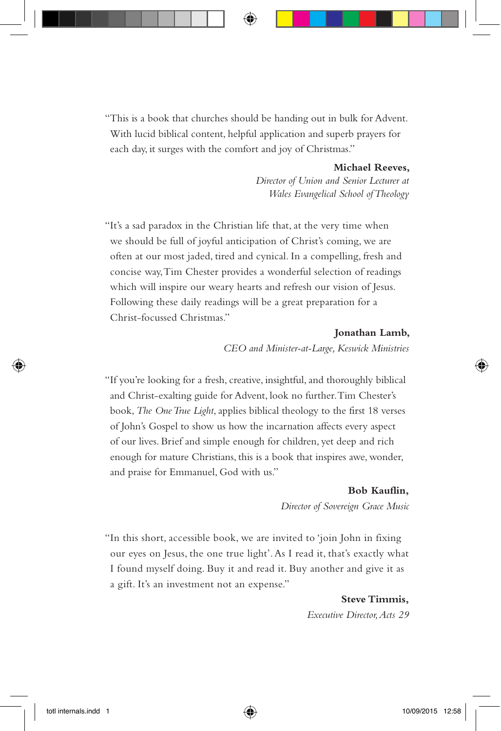"This is a book that churches should be handing out in bulk for Advent. With lucid biblical content, helpful application and superb prayers for each day, it surges with the comfort and joy of Christmas."

**Michael Reeves,**
*Director of Union and Senior Lecturer at Wales Evangelical School of Theology*

"It's a sad paradox in the Christian life that, at the very time when we should be full of joyful anticipation of Christ's coming, we are often at our most jaded, tired and cynical. In a compelling, fresh and concise way, Tim Chester provides a wonderful selection of readings which will inspire our weary hearts and refresh our vision of Jesus. Following these daily readings will be a great preparation for a Christ-focussed Christmas."

**Jonathan Lamb,**
*CEO and Minister-at-Large, Keswick Ministries*

"If you're looking for a fresh, creative, insightful, and thoroughly biblical and Christ-exalting guide for Advent, look no further. Tim Chester's book, *The One True Light*, applies biblical theology to the first 18 verses of John's Gospel to show us how the incarnation affects every aspect of our lives. Brief and simple enough for children, yet deep and rich enough for mature Christians, this is a book that inspires awe, wonder, and praise for Emmanuel, God with us."

**Bob Kauflin,**
*Director of Sovereign Grace Music*

"In this short, accessible book, we are invited to 'join John in fixing our eyes on Jesus, the one true light'. As I read it, that's exactly what I found myself doing. Buy it and read it. Buy another and give it as a gift. It's an investment not an expense."

**Steve Timmis,**
*Executive Director, Acts 29*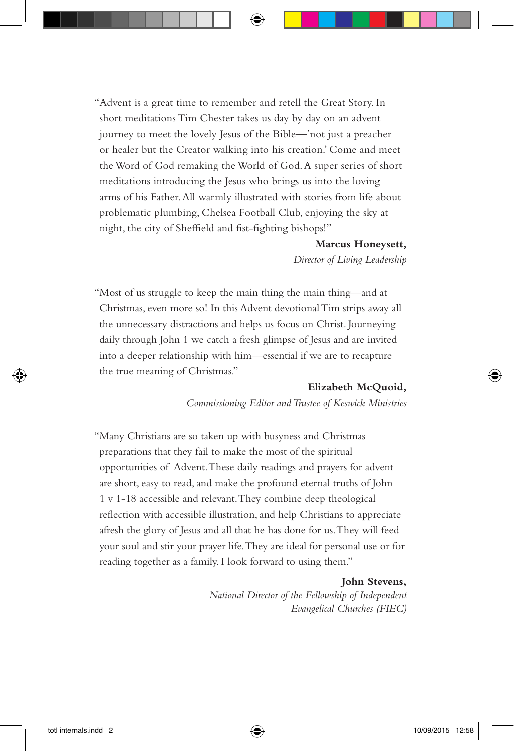"Advent is a great time to remember and retell the Great Story. In short meditations Tim Chester takes us day by day on an advent journey to meet the lovely Jesus of the Bible—'not just a preacher or healer but the Creator walking into his creation.' Come and meet the Word of God remaking the World of God. A super series of short meditations introducing the Jesus who brings us into the loving arms of his Father. All warmly illustrated with stories from life about problematic plumbing, Chelsea Football Club, enjoying the sky at night, the city of Sheffield and fist-fighting bishops!"

**Marcus Honeysett,**
*Director of Living Leadership*

"Most of us struggle to keep the main thing the main thing—and at Christmas, even more so! In this Advent devotional Tim strips away all the unnecessary distractions and helps us focus on Christ. Journeying daily through John 1 we catch a fresh glimpse of Jesus and are invited into a deeper relationship with him—essential if we are to recapture the true meaning of Christmas."

**Elizabeth McQuoid,**
*Commissioning Editor and Trustee of Keswick Ministries*

"Many Christians are so taken up with busyness and Christmas preparations that they fail to make the most of the spiritual opportunities of Advent. These daily readings and prayers for advent are short, easy to read, and make the profound eternal truths of John 1 v 1-18 accessible and relevant. They combine deep theological reflection with accessible illustration, and help Christians to appreciate afresh the glory of Jesus and all that he has done for us. They will feed your soul and stir your prayer life. They are ideal for personal use or for reading together as a family. I look forward to using them."

**John Stevens,**
*National Director of the Fellowship of Independent Evangelical Churches (FIEC)*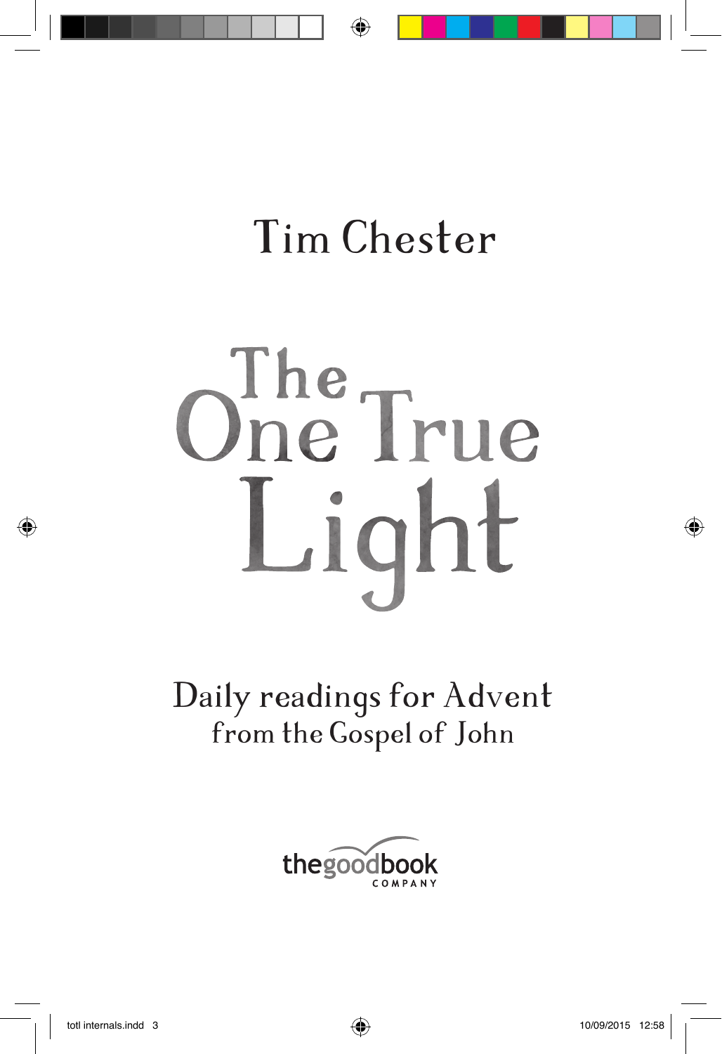Tim Chester

# The One True Light

## Daily readings for Advent from the Gospel of John

thegoodbook COMPANY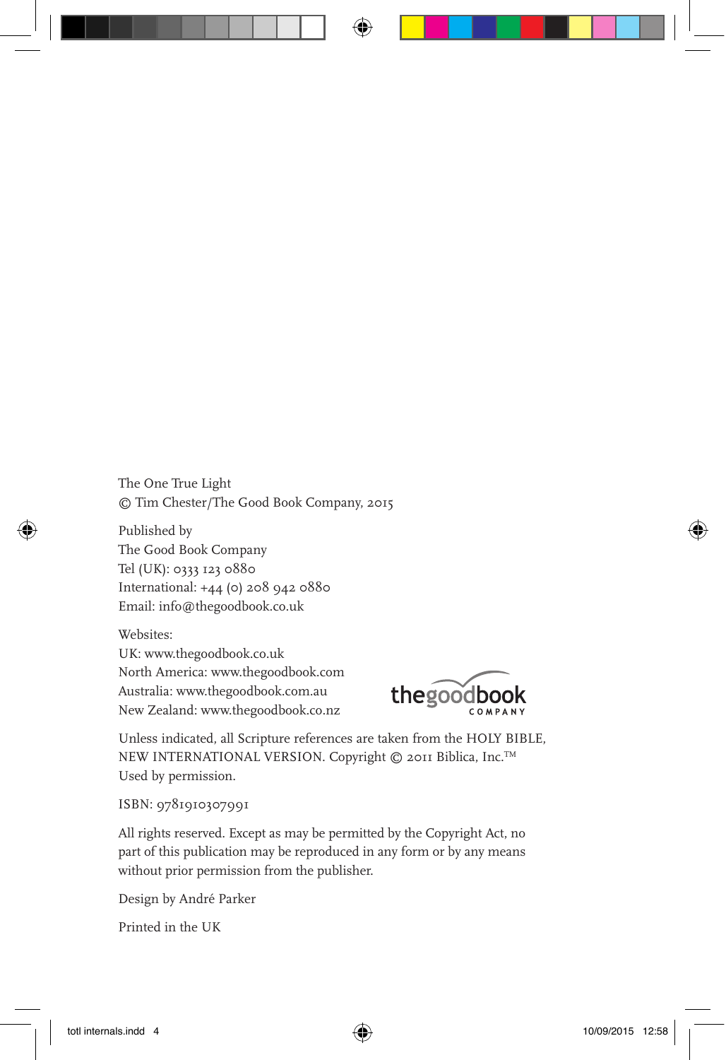The One True Light
© Tim Chester/The Good Book Company, 2015

Published by
The Good Book Company
Tel (UK): 0333 123 0880
International: +44 (0) 208 942 0880
Email: info@thegoodbook.co.uk

Websites:
UK: www.thegoodbook.co.uk
North America: www.thegoodbook.com
Australia: www.thegoodbook.com.au
New Zealand: www.thegoodbook.co.nz

Unless indicated, all Scripture references are taken from the HOLY BIBLE, NEW INTERNATIONAL VERSION. Copyright © 2011 Biblica, Inc.™ Used by permission.

ISBN: 9781910307991

All rights reserved. Except as may be permitted by the Copyright Act, no part of this publication may be reproduced in any form or by any means without prior permission from the publisher.

Design by André Parker

Printed in the UK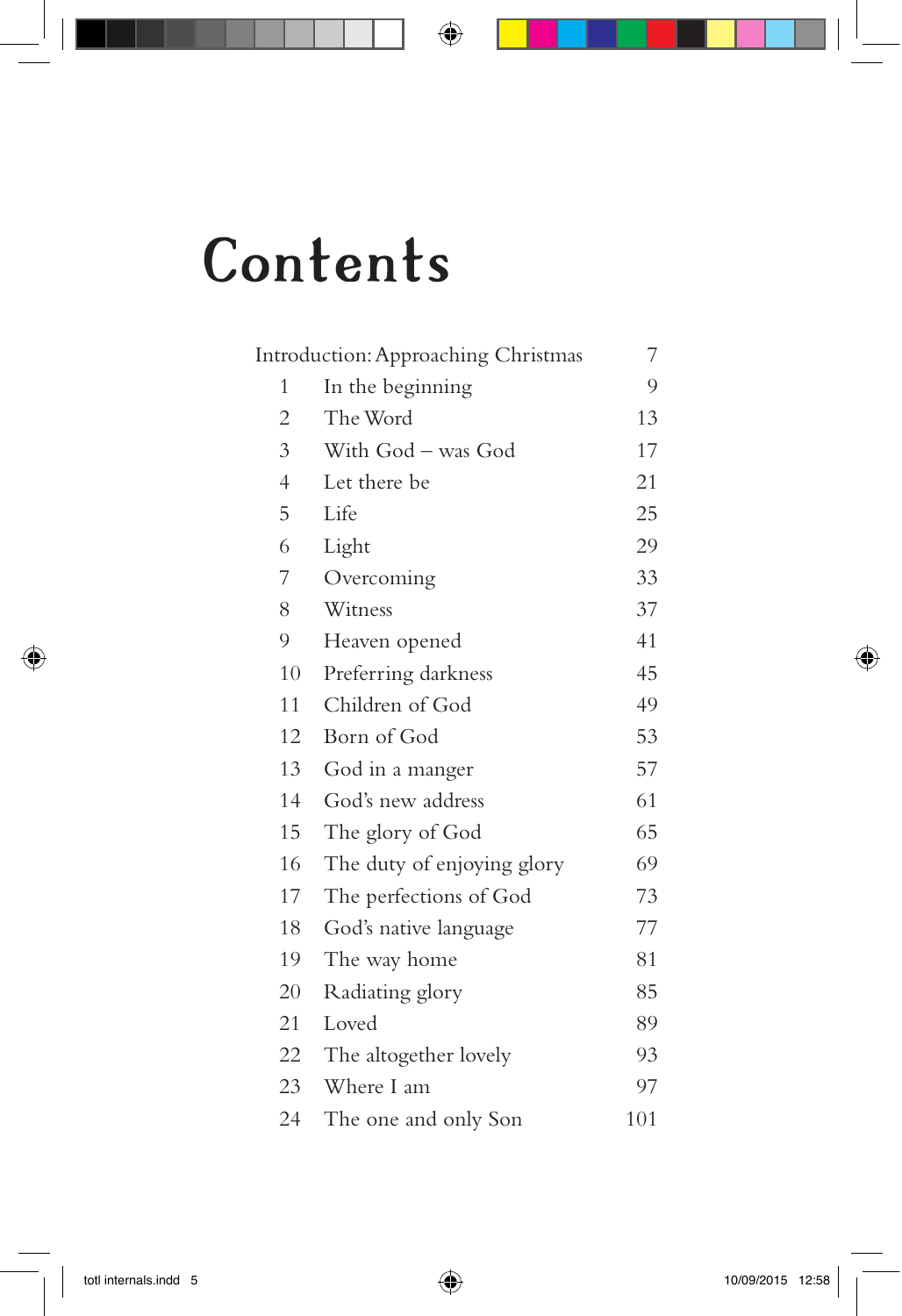# Contents

| | | |
|---|---|---|
| Introduction: Approaching Christmas | | 7 |
| 1 | In the beginning | 9 |
| 2 | The Word | 13 |
| 3 | With God – was God | 17 |
| 4 | Let there be | 21 |
| 5 | Life | 25 |
| 6 | Light | 29 |
| 7 | Overcoming | 33 |
| 8 | Witness | 37 |
| 9 | Heaven opened | 41 |
| 10 | Preferring darkness | 45 |
| 11 | Children of God | 49 |
| 12 | Born of God | 53 |
| 13 | God in a manger | 57 |
| 14 | God's new address | 61 |
| 15 | The glory of God | 65 |
| 16 | The duty of enjoying glory | 69 |
| 17 | The perfections of God | 73 |
| 18 | God's native language | 77 |
| 19 | The way home | 81 |
| 20 | Radiating glory | 85 |
| 21 | Loved | 89 |
| 22 | The altogether lovely | 93 |
| 23 | Where I am | 97 |
| 24 | The one and only Son | 101 |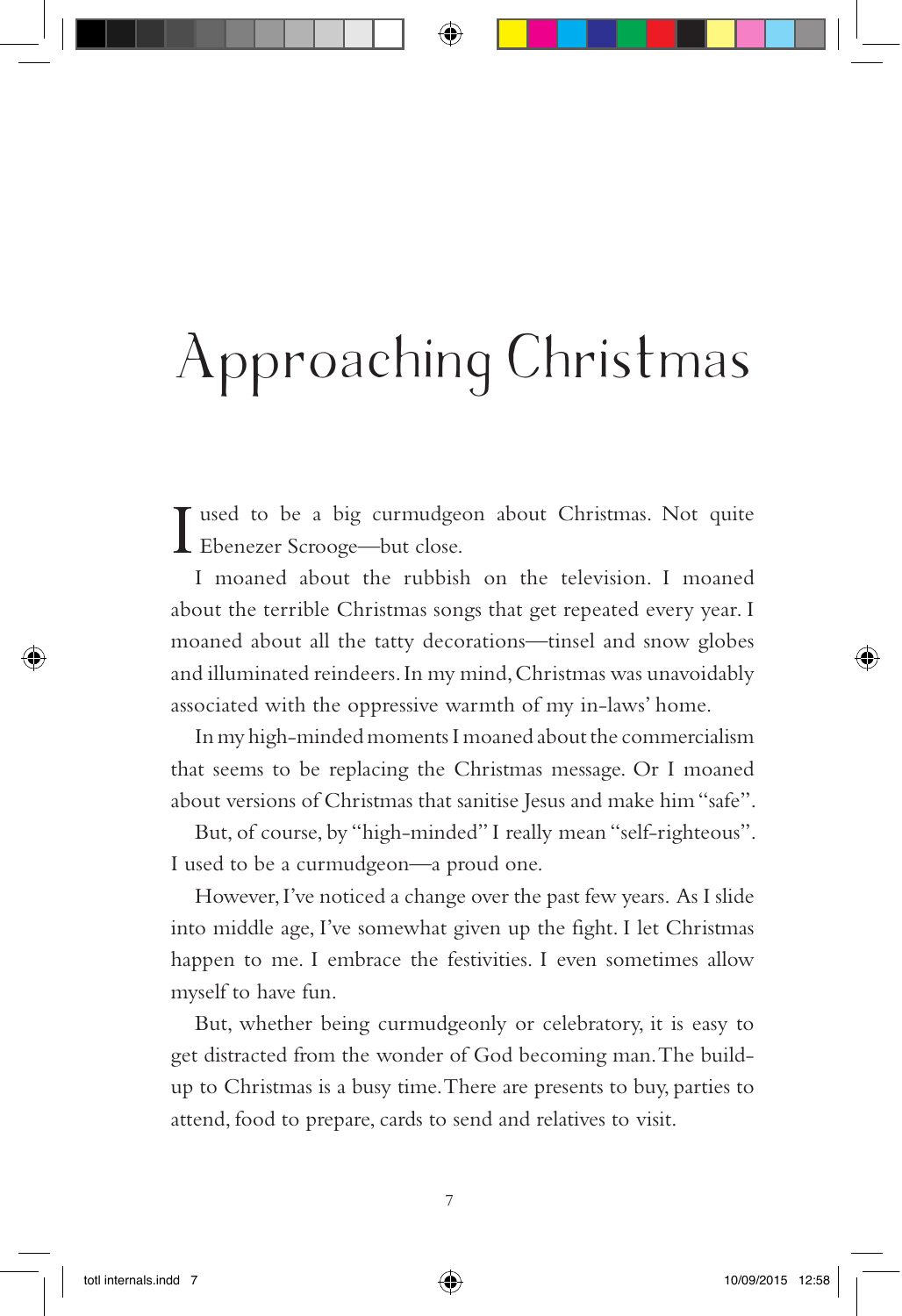# Approaching Christmas

I used to be a big curmudgeon about Christmas. Not quite Ebenezer Scrooge—but close.

I moaned about the rubbish on the television. I moaned about the terrible Christmas songs that get repeated every year. I moaned about all the tatty decorations—tinsel and snow globes and illuminated reindeers. In my mind, Christmas was unavoidably associated with the oppressive warmth of my in-laws' home.

In my high-minded moments I moaned about the commercialism that seems to be replacing the Christmas message. Or I moaned about versions of Christmas that sanitise Jesus and make him "safe".

But, of course, by "high-minded" I really mean "self-righteous". I used to be a curmudgeon—a proud one.

However, I've noticed a change over the past few years. As I slide into middle age, I've somewhat given up the fight. I let Christmas happen to me. I embrace the festivities. I even sometimes allow myself to have fun.

But, whether being curmudgeonly or celebratory, it is easy to get distracted from the wonder of God becoming man. The build-up to Christmas is a busy time. There are presents to buy, parties to attend, food to prepare, cards to send and relatives to visit.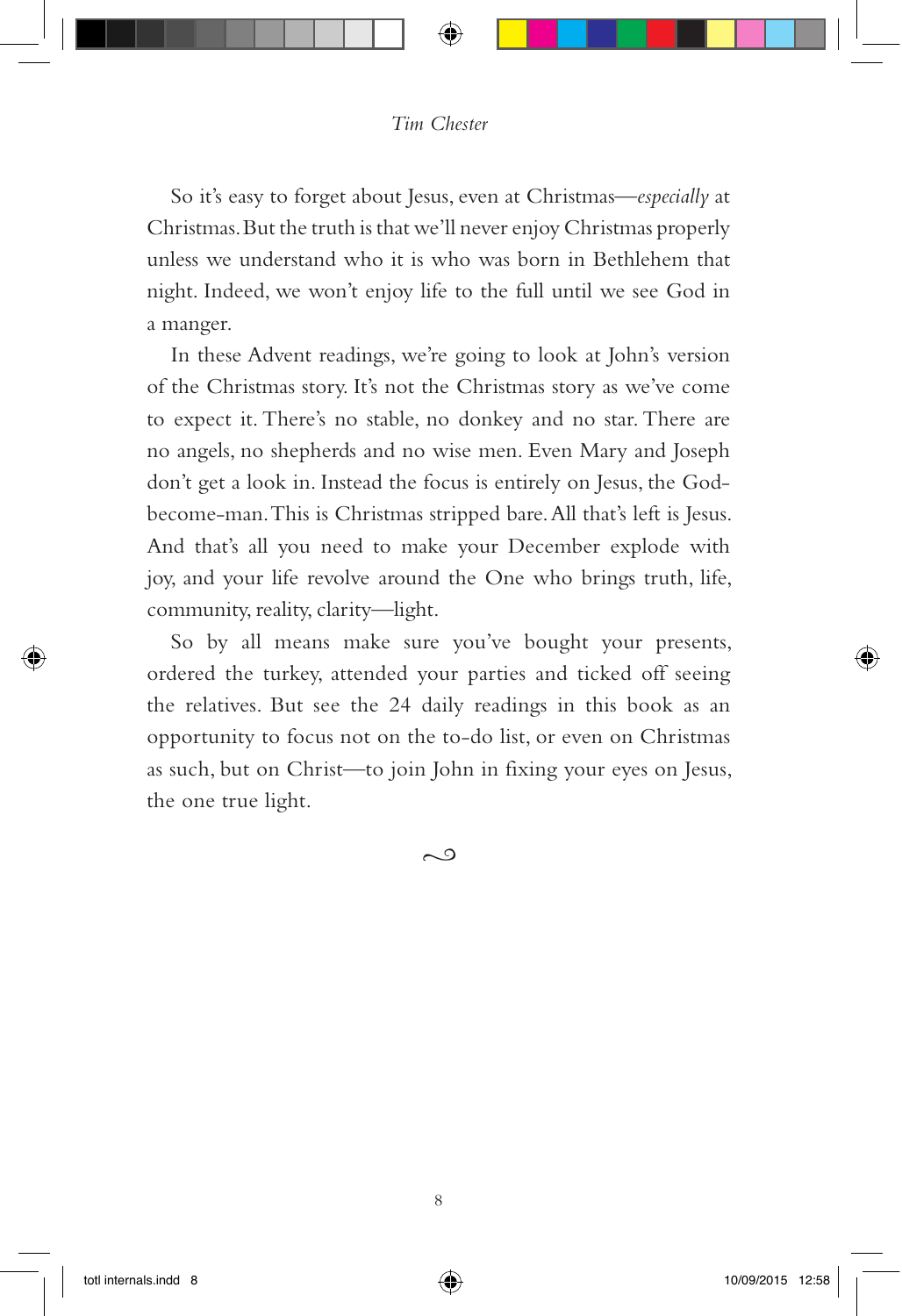So it's easy to forget about Jesus, even at Christmas—*especially* at Christmas. But the truth is that we'll never enjoy Christmas properly unless we understand who it is who was born in Bethlehem that night. Indeed, we won't enjoy life to the full until we see God in a manger.

In these Advent readings, we're going to look at John's version of the Christmas story. It's not the Christmas story as we've come to expect it. There's no stable, no donkey and no star. There are no angels, no shepherds and no wise men. Even Mary and Joseph don't get a look in. Instead the focus is entirely on Jesus, the God-become-man. This is Christmas stripped bare. All that's left is Jesus. And that's all you need to make your December explode with joy, and your life revolve around the One who brings truth, life, community, reality, clarity—light.

So by all means make sure you've bought your presents, ordered the turkey, attended your parties and ticked off seeing the relatives. But see the 24 daily readings in this book as an opportunity to focus not on the to-do list, or even on Christmas as such, but on Christ—to join John in fixing your eyes on Jesus, the one true light.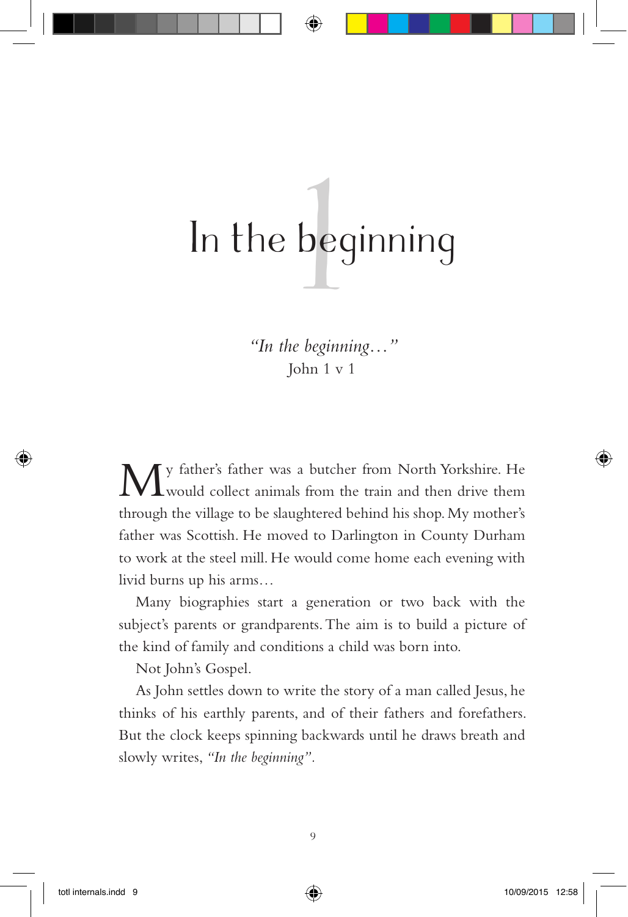# 1 In the beginning

*"In the beginning…"*
John 1 v 1

My father's father was a butcher from North Yorkshire. He would collect animals from the train and then drive them through the village to be slaughtered behind his shop. My mother's father was Scottish. He moved to Darlington in County Durham to work at the steel mill. He would come home each evening with livid burns up his arms…

Many biographies start a generation or two back with the subject's parents or grandparents. The aim is to build a picture of the kind of family and conditions a child was born into.

Not John's Gospel.

As John settles down to write the story of a man called Jesus, he thinks of his earthly parents, and of their fathers and forefathers. But the clock keeps spinning backwards until he draws breath and slowly writes, *"In the beginning"*.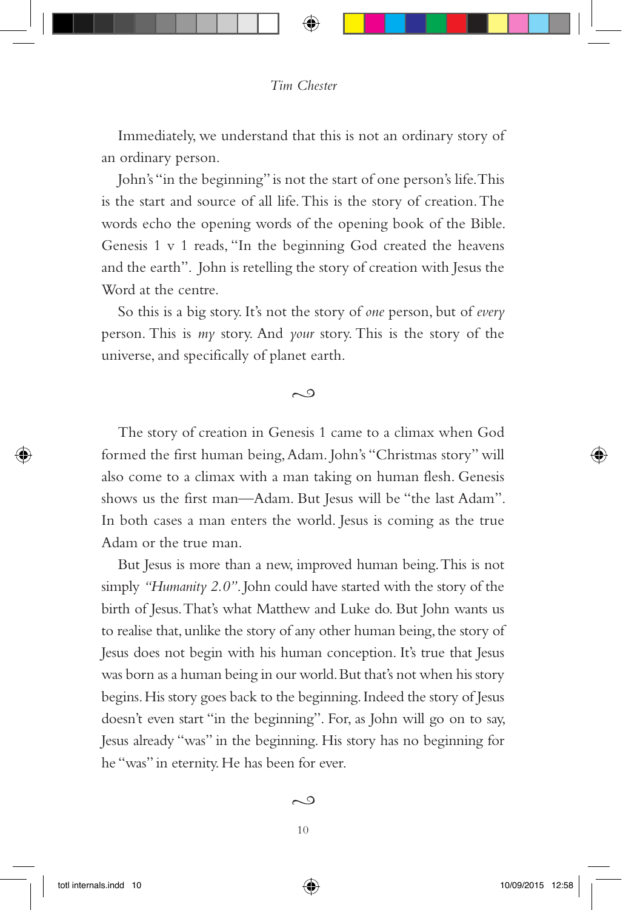Immediately, we understand that this is not an ordinary story of an ordinary person.

John's "in the beginning" is not the start of one person's life. This is the start and source of all life. This is the story of creation. The words echo the opening words of the opening book of the Bible. Genesis 1 v 1 reads, "In the beginning God created the heavens and the earth". John is retelling the story of creation with Jesus the Word at the centre.

So this is a big story. It's not the story of *one* person, but of *every* person. This is *my* story. And *your* story. This is the story of the universe, and specifically of planet earth.

~

The story of creation in Genesis 1 came to a climax when God formed the first human being, Adam. John's "Christmas story" will also come to a climax with a man taking on human flesh. Genesis shows us the first man—Adam. But Jesus will be "the last Adam". In both cases a man enters the world. Jesus is coming as the true Adam or the true man.

But Jesus is more than a new, improved human being. This is not simply *"Humanity 2.0"*. John could have started with the story of the birth of Jesus. That's what Matthew and Luke do. But John wants us to realise that, unlike the story of any other human being, the story of Jesus does not begin with his human conception. It's true that Jesus was born as a human being in our world. But that's not when his story begins. His story goes back to the beginning. Indeed the story of Jesus doesn't even start "in the beginning". For, as John will go on to say, Jesus already "was" in the beginning. His story has no beginning for he "was" in eternity. He has been for ever.

~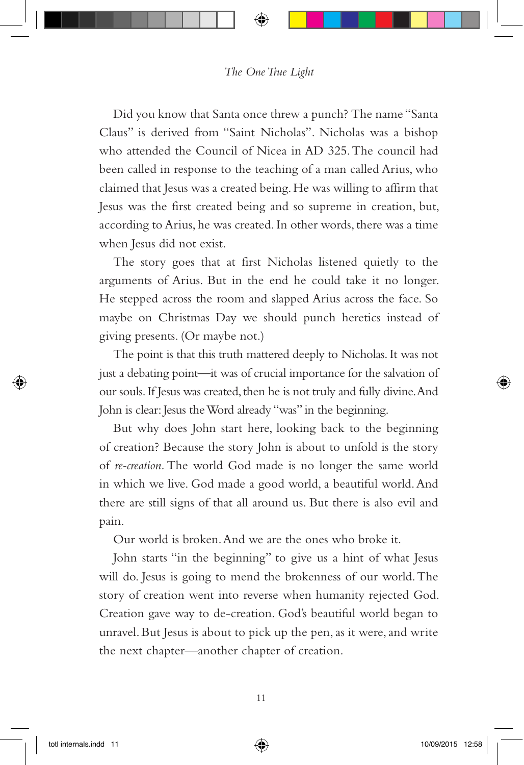Did you know that Santa once threw a punch? The name "Santa Claus" is derived from "Saint Nicholas". Nicholas was a bishop who attended the Council of Nicea in AD 325. The council had been called in response to the teaching of a man called Arius, who claimed that Jesus was a created being. He was willing to affirm that Jesus was the first created being and so supreme in creation, but, according to Arius, he was created. In other words, there was a time when Jesus did not exist.

The story goes that at first Nicholas listened quietly to the arguments of Arius. But in the end he could take it no longer. He stepped across the room and slapped Arius across the face. So maybe on Christmas Day we should punch heretics instead of giving presents. (Or maybe not.)

The point is that this truth mattered deeply to Nicholas. It was not just a debating point—it was of crucial importance for the salvation of our souls. If Jesus was created, then he is not truly and fully divine. And John is clear: Jesus the Word already "was" in the beginning.

But why does John start here, looking back to the beginning of creation? Because the story John is about to unfold is the story of *re-creation*. The world God made is no longer the same world in which we live. God made a good world, a beautiful world. And there are still signs of that all around us. But there is also evil and pain.

Our world is broken. And we are the ones who broke it.

John starts "in the beginning" to give us a hint of what Jesus will do. Jesus is going to mend the brokenness of our world. The story of creation went into reverse when humanity rejected God. Creation gave way to de-creation. God's beautiful world began to unravel. But Jesus is about to pick up the pen, as it were, and write the next chapter—another chapter of creation.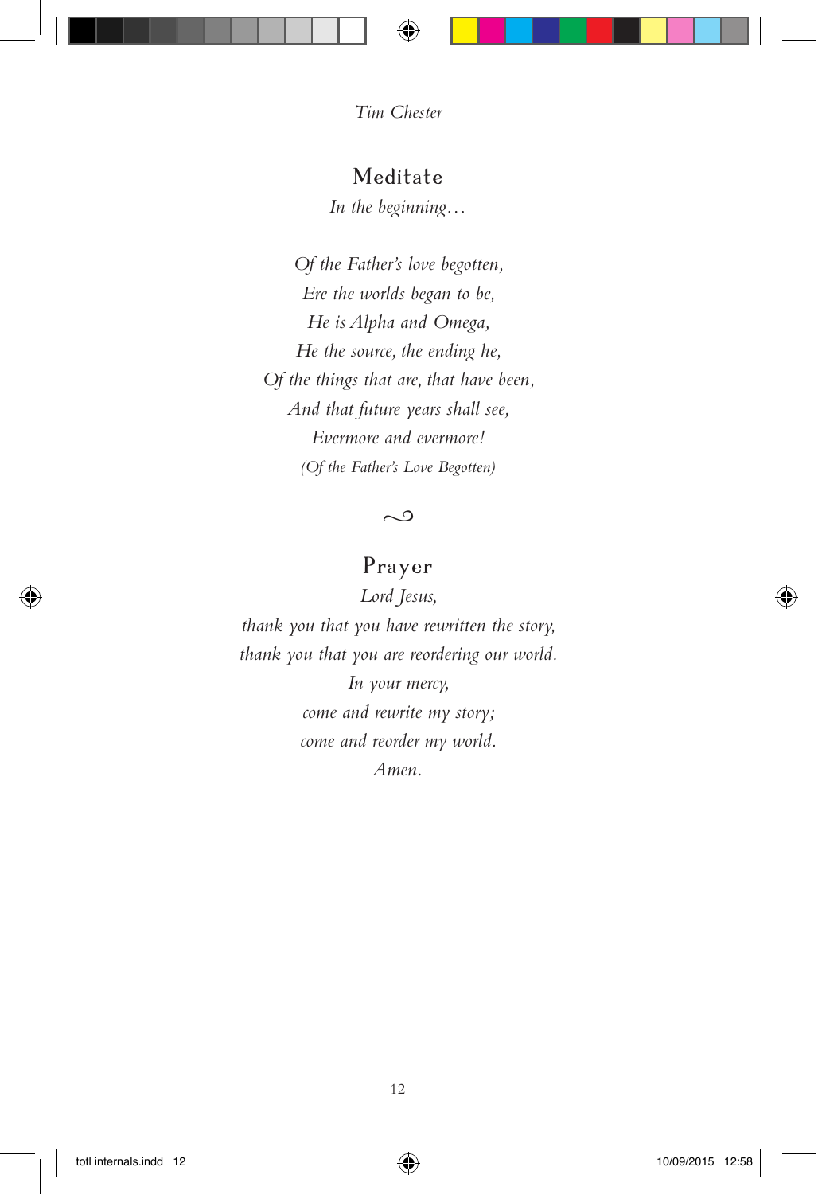## Meditate

*In the beginning…*

*Of the Father's love begotten,*
*Ere the worlds began to be,*
*He is Alpha and Omega,*
*He the source, the ending he,*
*Of the things that are, that have been,*
*And that future years shall see,*
*Evermore and evermore!*
*(Of the Father's Love Begotten)*

∾

## Prayer

*Lord Jesus,*
*thank you that you have rewritten the story,*
*thank you that you are reordering our world.*
*In your mercy,*
*come and rewrite my story;*
*come and reorder my world.*
*Amen.*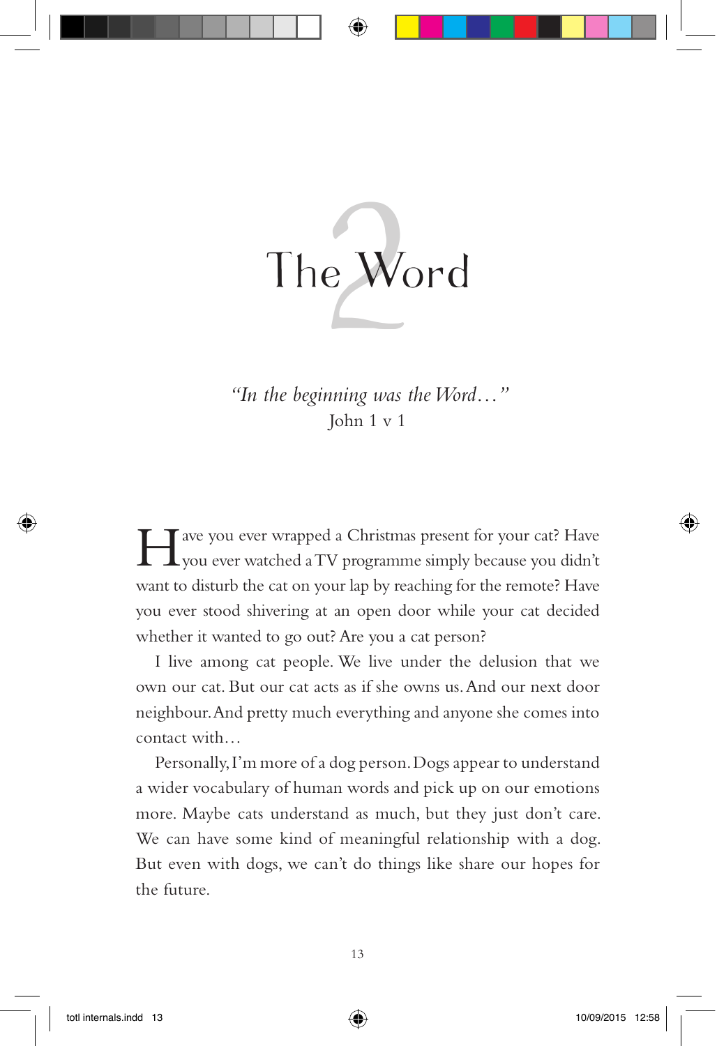# 2 The Word

*"In the beginning was the Word…"*
John 1 v 1

Have you ever wrapped a Christmas present for your cat? Have you ever watched a TV programme simply because you didn't want to disturb the cat on your lap by reaching for the remote? Have you ever stood shivering at an open door while your cat decided whether it wanted to go out? Are you a cat person?

I live among cat people. We live under the delusion that we own our cat. But our cat acts as if she owns us. And our next door neighbour. And pretty much everything and anyone she comes into contact with…

Personally, I'm more of a dog person. Dogs appear to understand a wider vocabulary of human words and pick up on our emotions more. Maybe cats understand as much, but they just don't care. We can have some kind of meaningful relationship with a dog. But even with dogs, we can't do things like share our hopes for the future.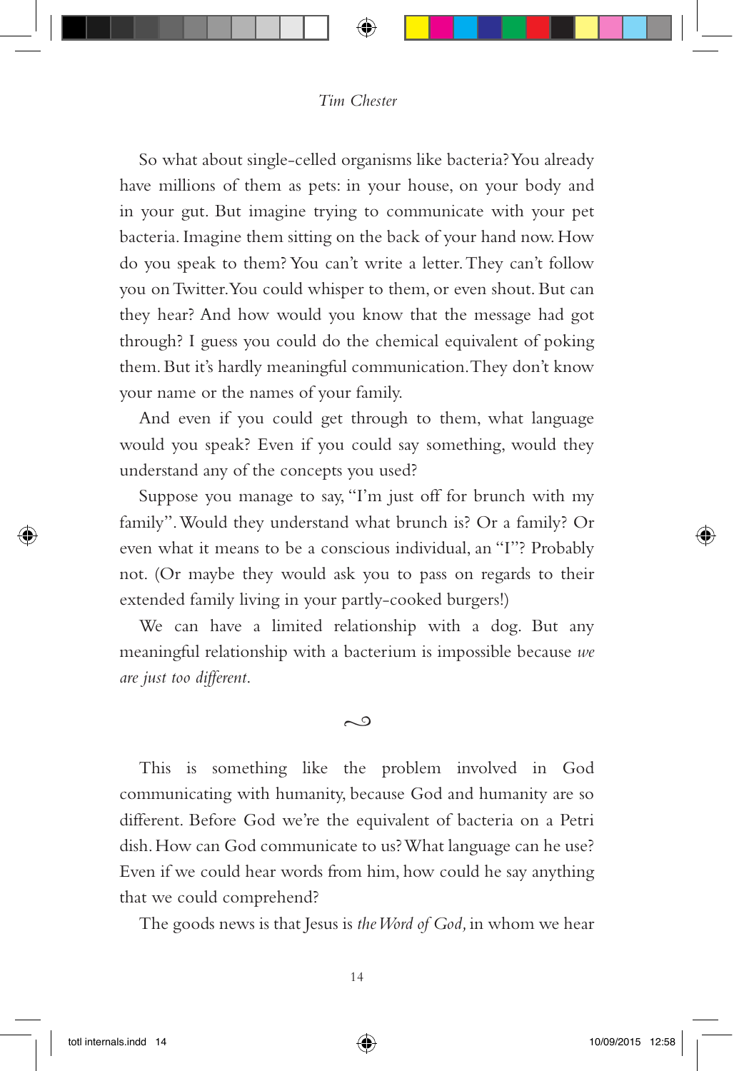So what about single-celled organisms like bacteria? You already have millions of them as pets: in your house, on your body and in your gut. But imagine trying to communicate with your pet bacteria. Imagine them sitting on the back of your hand now. How do you speak to them? You can't write a letter. They can't follow you on Twitter. You could whisper to them, or even shout. But can they hear? And how would you know that the message had got through? I guess you could do the chemical equivalent of poking them. But it's hardly meaningful communication. They don't know your name or the names of your family.

And even if you could get through to them, what language would you speak? Even if you could say something, would they understand any of the concepts you used?

Suppose you manage to say, "I'm just off for brunch with my family". Would they understand what brunch is? Or a family? Or even what it means to be a conscious individual, an "I"? Probably not. (Or maybe they would ask you to pass on regards to their extended family living in your partly-cooked burgers!)

We can have a limited relationship with a dog. But any meaningful relationship with a bacterium is impossible because *we are just too different*.

~

This is something like the problem involved in God communicating with humanity, because God and humanity are so different. Before God we're the equivalent of bacteria on a Petri dish. How can God communicate to us? What language can he use? Even if we could hear words from him, how could he say anything that we could comprehend?

The goods news is that Jesus is *the Word of God,* in whom we hear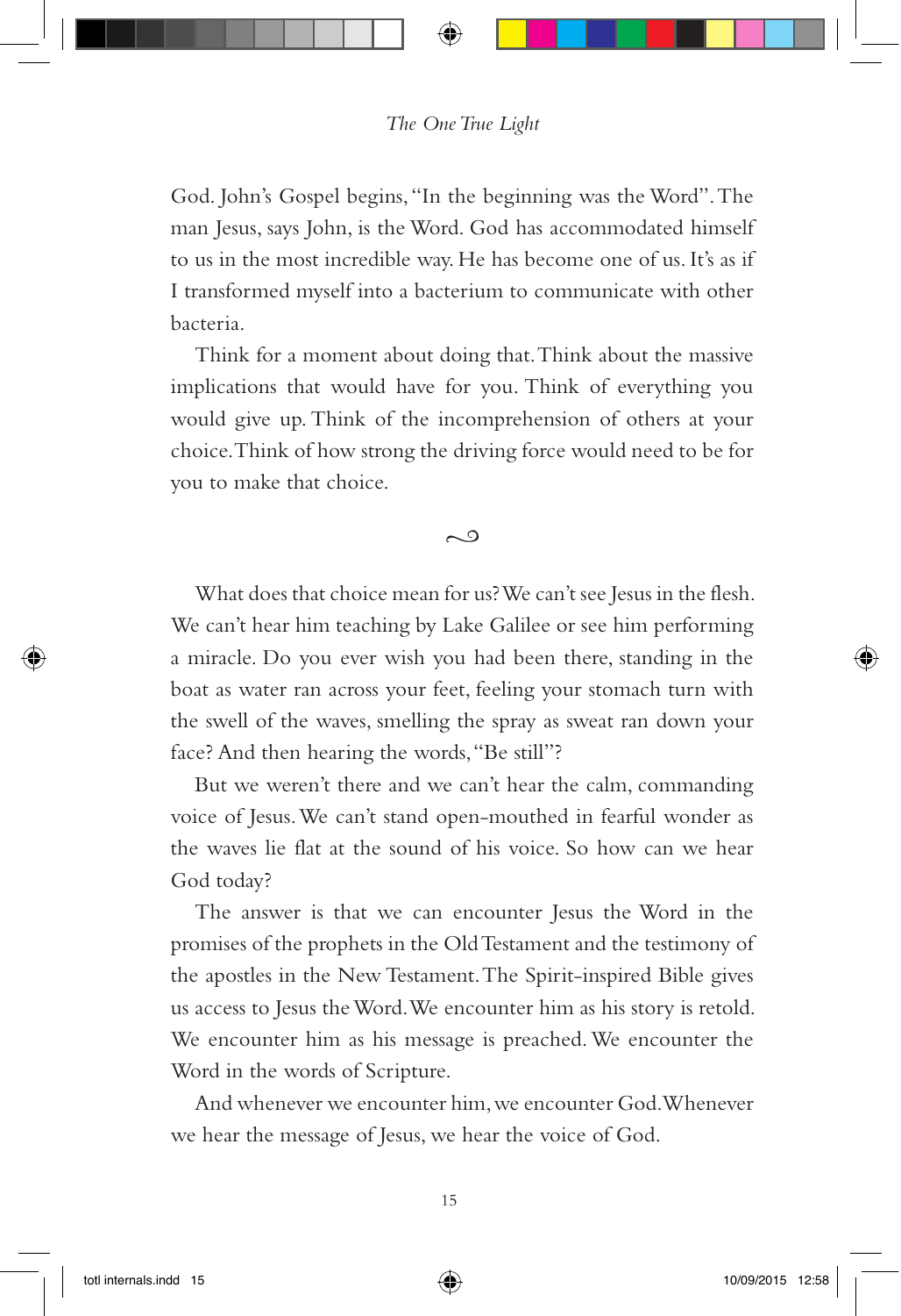God. John's Gospel begins, "In the beginning was the Word". The man Jesus, says John, is the Word. God has accommodated himself to us in the most incredible way. He has become one of us. It's as if I transformed myself into a bacterium to communicate with other bacteria.

Think for a moment about doing that. Think about the massive implications that would have for you. Think of everything you would give up. Think of the incomprehension of others at your choice. Think of how strong the driving force would need to be for you to make that choice.

~

What does that choice mean for us? We can't see Jesus in the flesh. We can't hear him teaching by Lake Galilee or see him performing a miracle. Do you ever wish you had been there, standing in the boat as water ran across your feet, feeling your stomach turn with the swell of the waves, smelling the spray as sweat ran down your face? And then hearing the words, "Be still"?

But we weren't there and we can't hear the calm, commanding voice of Jesus. We can't stand open-mouthed in fearful wonder as the waves lie flat at the sound of his voice. So how can we hear God today?

The answer is that we can encounter Jesus the Word in the promises of the prophets in the Old Testament and the testimony of the apostles in the New Testament. The Spirit-inspired Bible gives us access to Jesus the Word. We encounter him as his story is retold. We encounter him as his message is preached. We encounter the Word in the words of Scripture.

And whenever we encounter him, we encounter God. Whenever we hear the message of Jesus, we hear the voice of God.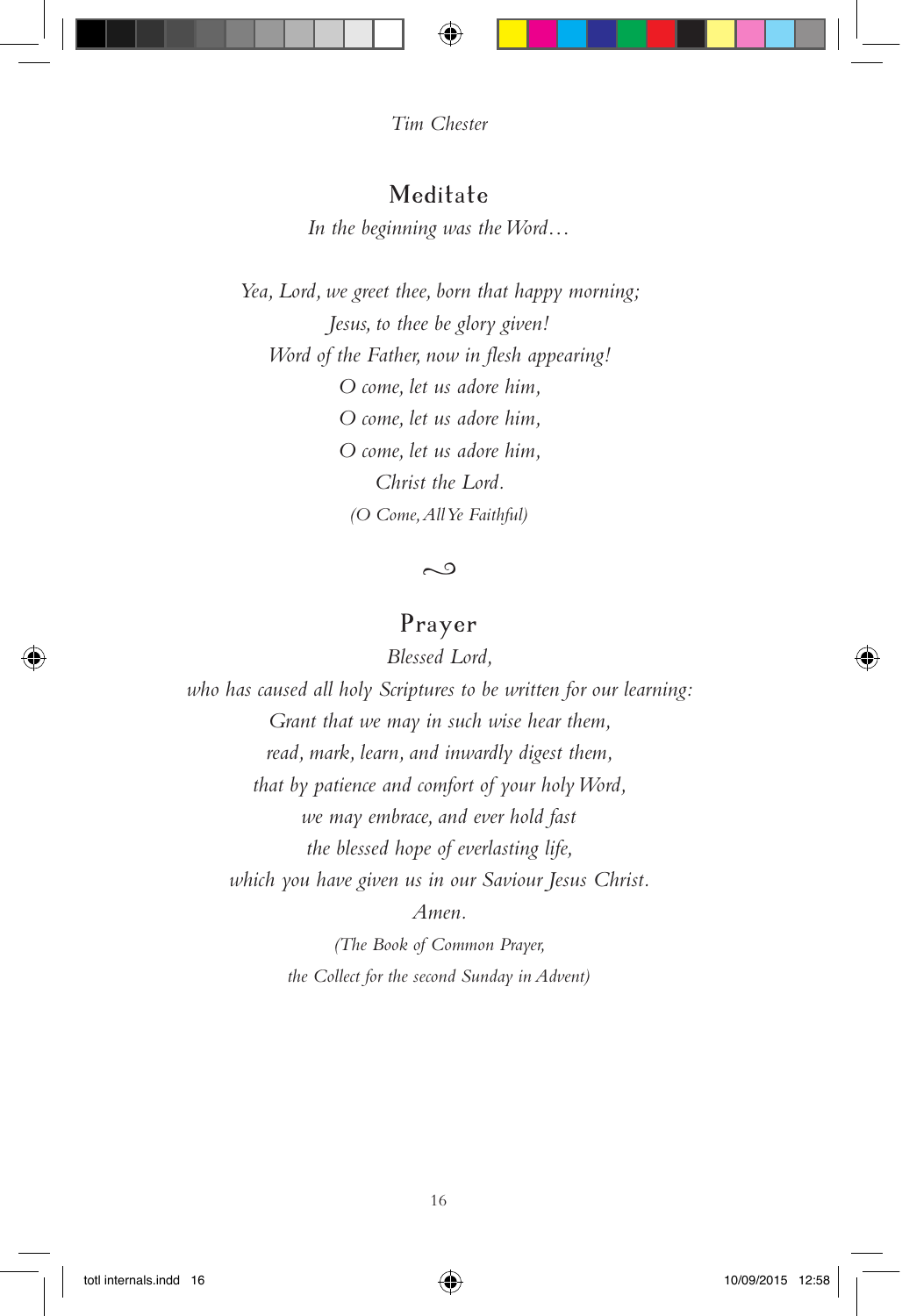## Meditate

*In the beginning was the Word…*

*Yea, Lord, we greet thee, born that happy morning;*
*Jesus, to thee be glory given!*
*Word of the Father, now in flesh appearing!*
*O come, let us adore him,*
*O come, let us adore him,*
*O come, let us adore him,*
*Christ the Lord.*
*(O Come, All Ye Faithful)*

~

## Prayer

*Blessed Lord,*
*who has caused all holy Scriptures to be written for our learning:*
*Grant that we may in such wise hear them,*
*read, mark, learn, and inwardly digest them,*
*that by patience and comfort of your holy Word,*
*we may embrace, and ever hold fast*
*the blessed hope of everlasting life,*
*which you have given us in our Saviour Jesus Christ.*
*Amen.*
*(The Book of Common Prayer,*
*the Collect for the second Sunday in Advent)*